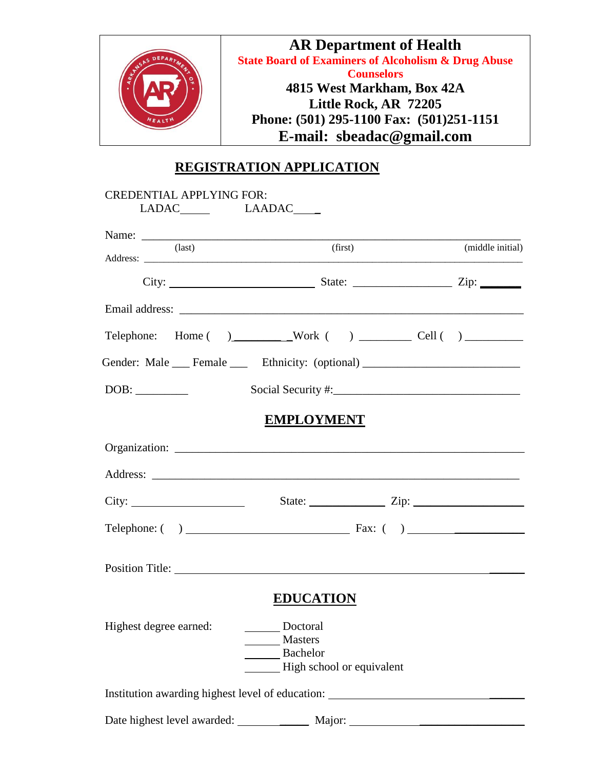**AR Department of Health**
**State Board of Examiners of Alcoholism & Drug Abuse Counselors**
**4815 West Markham, Box 42A**
**Little Rock, AR 72205**
**Phone: (501) 295-1100 Fax: (501)251-1151**
**E-mail: sbeadac@gmail.com**

## REGISTRATION APPLICATION

CREDENTIAL APPLYING FOR:
LADAC_____ LAADAC____

Name: ______________________________________________________________
(last) (first) (middle initial)

Address: ______________________________________________________________

City: ________________________ State: ________________ Zip: _______

Email address: ______________________________________________________

Telephone: Home ( )__________Work ( ) _________ Cell ( ) __________

Gender: Male ___ Female ___ Ethnicity: (optional) ___________________________

DOB: _________ Social Security #:________________________________

## EMPLOYMENT

Organization: ______________________________________________________

Address: __________________________________________________________

City: ____________________ State: _____________ Zip: __________________

Telephone: ( ) ____________________________ Fax: ( ) ____________________

Position Title: ______________________________________________________

## EDUCATION

Highest degree earned:
______ Doctoral
______ Masters
______ Bachelor
______ High school or equivalent

Institution awarding highest level of education: __________________________

Date highest level awarded: _____________ Major: _____________________________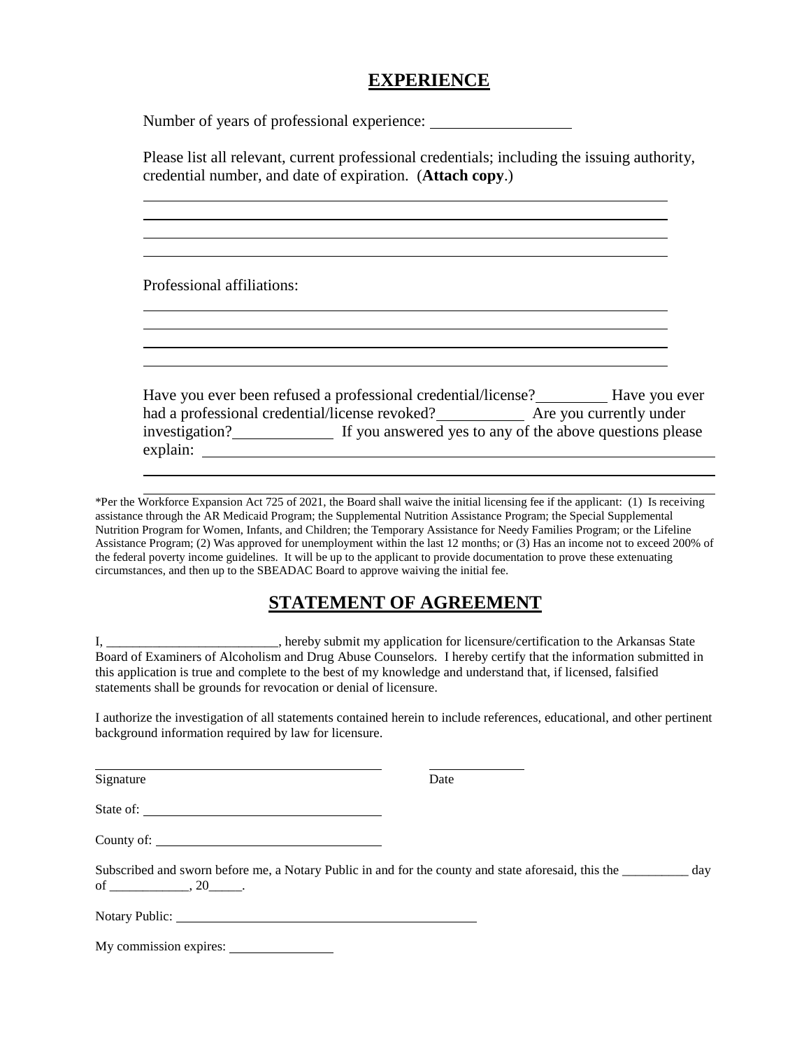## EXPERIENCE

Number of years of professional experience: __________________

Please list all relevant, current professional credentials; including the issuing authority, credential number, and date of expiration. (**Attach copy**.)

______________________________________________________________________

______________________________________________________________________

______________________________________________________________________

______________________________________________________________________

Professional affiliations:

______________________________________________________________________

______________________________________________________________________

______________________________________________________________________

______________________________________________________________________

Have you ever been refused a professional credential/license?_________ Have you ever had a professional credential/license revoked?___________ Are you currently under investigation?_____________ If you answered yes to any of the above questions please explain: ____________________________________________________________

______________________________________________________________________

______________________________________________________________________

*Per the Workforce Expansion Act 725 of 2021, the Board shall waive the initial licensing fee if the applicant: (1) Is receiving assistance through the AR Medicaid Program; the Supplemental Nutrition Assistance Program; the Special Supplemental Nutrition Program for Women, Infants, and Children; the Temporary Assistance for Needy Families Program; or the Lifeline Assistance Program; (2) Was approved for unemployment within the last 12 months; or (3) Has an income not to exceed 200% of the federal poverty income guidelines. It will be up to the applicant to provide documentation to prove these extenuating circumstances, and then up to the SBEADAC Board to approve waiving the initial fee.

## STATEMENT OF AGREEMENT

I, __________________________, hereby submit my application for licensure/certification to the Arkansas State Board of Examiners of Alcoholism and Drug Abuse Counselors. I hereby certify that the information submitted in this application is true and complete to the best of my knowledge and understand that, if licensed, falsified statements shall be grounds for revocation or denial of licensure.

I authorize the investigation of all statements contained herein to include references, educational, and other pertinent background information required by law for licensure.

_____________________________________ ______________

Signature Date

State of: ______________________________

County of: ______________________________

Subscribed and sworn before me, a Notary Public in and for the county and state aforesaid, this the __________ day of ____________, 20_____.

Notary Public: ________________________________________

My commission expires: ______________